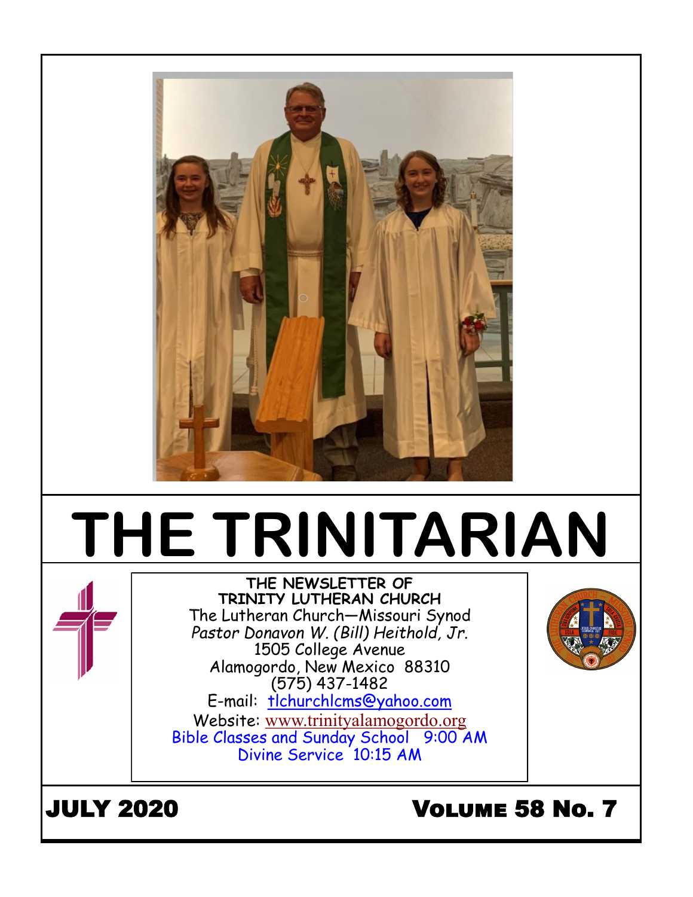# THE TRINITARIAN

**THE NEWSLETTER OF**
**TRINITY LUTHERAN CHURCH**
The Lutheran Church—Missouri Synod
*Pastor Donavon W. (Bill) Heithold, Jr.*
1505 College Avenue
Alamogordo, New Mexico 88310
(575) 437-1482
E-mail: tlchurchlcms@yahoo.com
Website: www.trinityalamogordo.org
Bible Classes and Sunday School 9:00 AM
Divine Service 10:15 AM

**JULY 2020** **VOLUME 58 No. 7**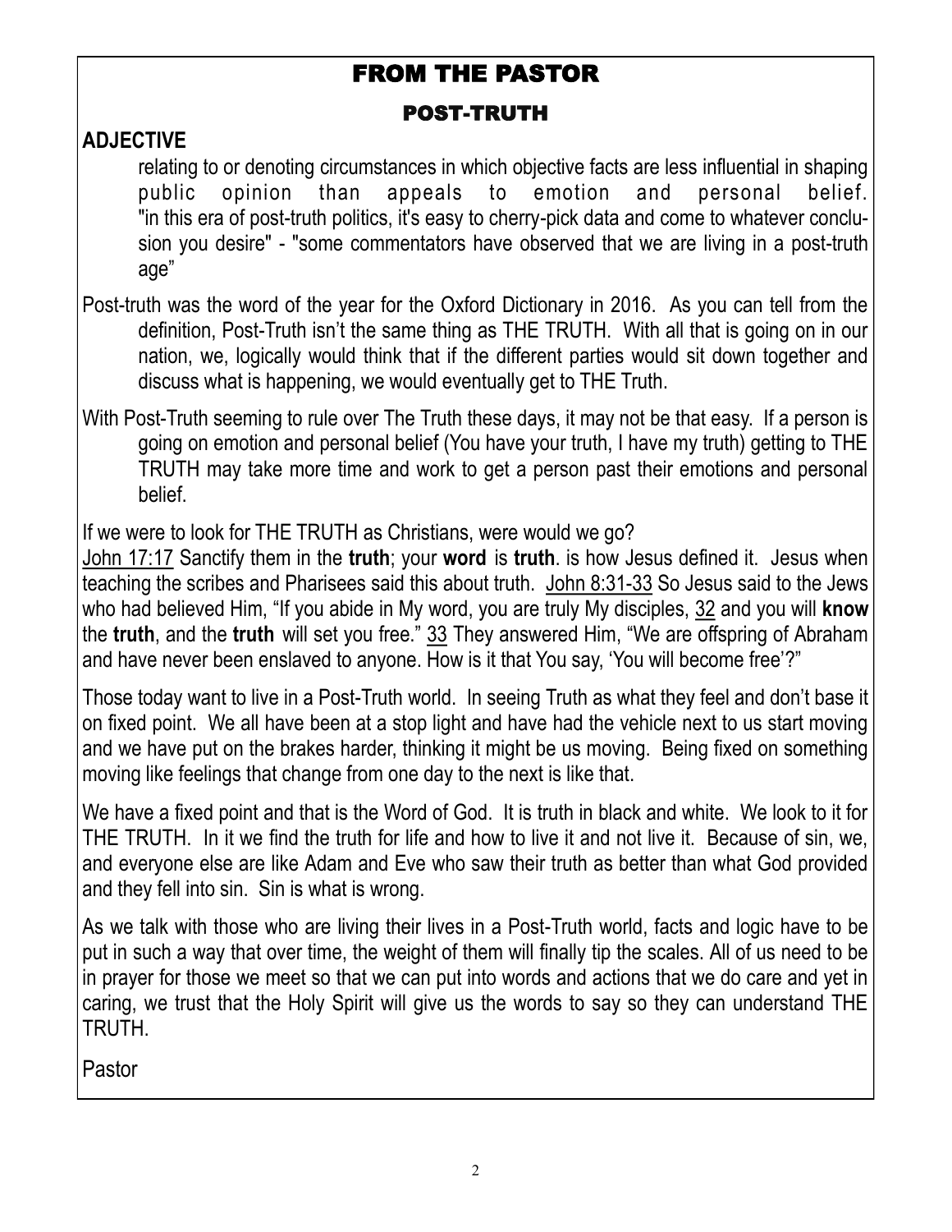# FROM THE PASTOR

## POST-TRUTH

**ADJECTIVE**

relating to or denoting circumstances in which objective facts are less influential in shaping public opinion than appeals to emotion and personal belief. "in this era of post-truth politics, it's easy to cherry-pick data and come to whatever conclusion you desire" - "some commentators have observed that we are living in a post-truth age"

Post-truth was the word of the year for the Oxford Dictionary in 2016. As you can tell from the definition, Post-Truth isn't the same thing as THE TRUTH. With all that is going on in our nation, we, logically would think that if the different parties would sit down together and discuss what is happening, we would eventually get to THE Truth.

With Post-Truth seeming to rule over The Truth these days, it may not be that easy. If a person is going on emotion and personal belief (You have your truth, I have my truth) getting to THE TRUTH may take more time and work to get a person past their emotions and personal belief.

If we were to look for THE TRUTH as Christians, were would we go?

John 17:17 Sanctify them in the **truth**; your **word** is **truth**. is how Jesus defined it. Jesus when teaching the scribes and Pharisees said this about truth. John 8:31-33 So Jesus said to the Jews who had believed Him, "If you abide in My word, you are truly My disciples, 32 and you will **know** the **truth**, and the **truth** will set you free." 33 They answered Him, "We are offspring of Abraham and have never been enslaved to anyone. How is it that You say, 'You will become free'?"

Those today want to live in a Post-Truth world. In seeing Truth as what they feel and don't base it on fixed point. We all have been at a stop light and have had the vehicle next to us start moving and we have put on the brakes harder, thinking it might be us moving. Being fixed on something moving like feelings that change from one day to the next is like that.

We have a fixed point and that is the Word of God. It is truth in black and white. We look to it for THE TRUTH. In it we find the truth for life and how to live it and not live it. Because of sin, we, and everyone else are like Adam and Eve who saw their truth as better than what God provided and they fell into sin. Sin is what is wrong.

As we talk with those who are living their lives in a Post-Truth world, facts and logic have to be put in such a way that over time, the weight of them will finally tip the scales. All of us need to be in prayer for those we meet so that we can put into words and actions that we do care and yet in caring, we trust that the Holy Spirit will give us the words to say so they can understand THE TRUTH.

Pastor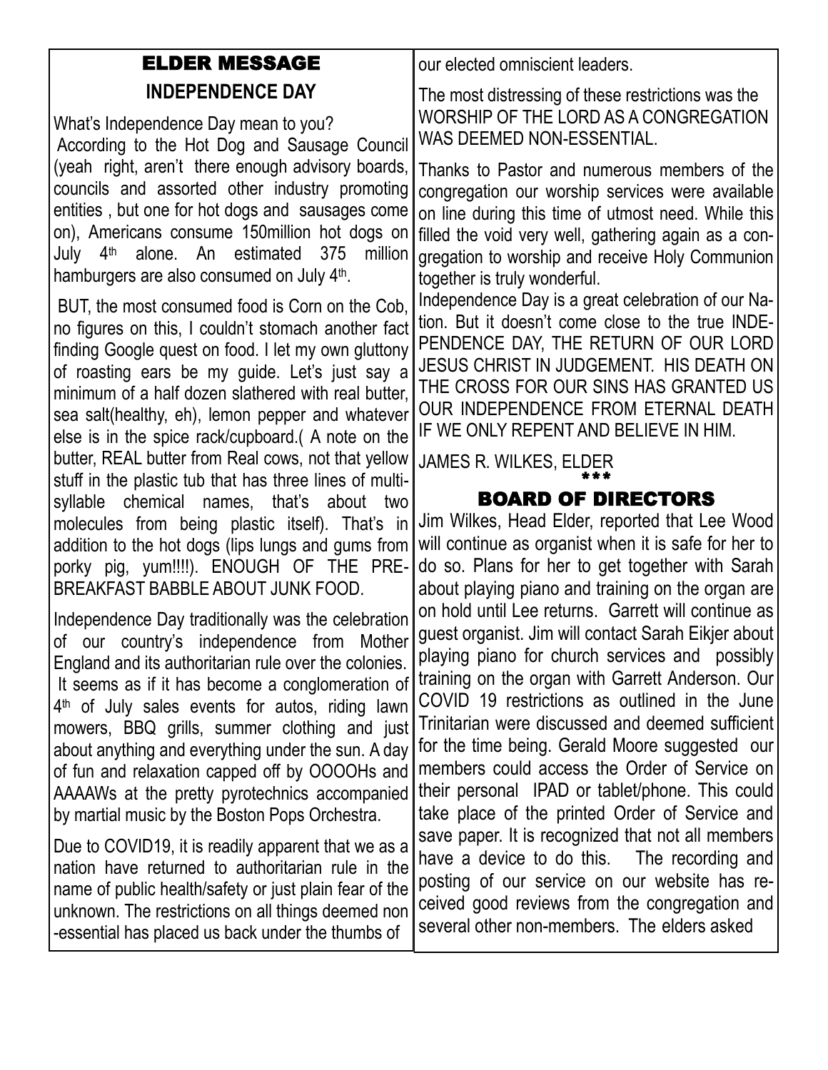## ELDER MESSAGE

### INDEPENDENCE DAY

What's Independence Day mean to you?
According to the Hot Dog and Sausage Council (yeah right, aren't there enough advisory boards, councils and assorted other industry promoting entities , but one for hot dogs and sausages come on), Americans consume 150million hot dogs on July 4th alone. An estimated 375 million hamburgers are also consumed on July 4th.

BUT, the most consumed food is Corn on the Cob, no figures on this, I couldn't stomach another fact finding Google quest on food. I let my own gluttony of roasting ears be my guide. Let's just say a minimum of a half dozen slathered with real butter, sea salt(healthy, eh), lemon pepper and whatever else is in the spice rack/cupboard.( A note on the butter, REAL butter from Real cows, not that yellow stuff in the plastic tub that has three lines of multi-syllable chemical names, that's about two molecules from being plastic itself). That's in addition to the hot dogs (lips lungs and gums from porky pig, yum!!!!). ENOUGH OF THE PRE-BREAKFAST BABBLE ABOUT JUNK FOOD.

Independence Day traditionally was the celebration of our country's independence from Mother England and its authoritarian rule over the colonies. It seems as if it has become a conglomeration of 4th of July sales events for autos, riding lawn mowers, BBQ grills, summer clothing and just about anything and everything under the sun. A day of fun and relaxation capped off by OOOOHs and AAAAWs at the pretty pyrotechnics accompanied by martial music by the Boston Pops Orchestra.

Due to COVID19, it is readily apparent that we as a nation have returned to authoritarian rule in the name of public health/safety or just plain fear of the unknown. The restrictions on all things deemed non-essential has placed us back under the thumbs of our elected omniscient leaders.

The most distressing of these restrictions was the WORSHIP OF THE LORD AS A CONGREGATION WAS DEEMED NON-ESSENTIAL.

Thanks to Pastor and numerous members of the congregation our worship services were available on line during this time of utmost need. While this filled the void very well, gathering again as a congregation to worship and receive Holy Communion together is truly wonderful.
Independence Day is a great celebration of our Nation. But it doesn't come close to the true INDEPENDENCE DAY, THE RETURN OF OUR LORD JESUS CHRIST IN JUDGEMENT. HIS DEATH ON THE CROSS FOR OUR SINS HAS GRANTED US OUR INDEPENDENCE FROM ETERNAL DEATH IF WE ONLY REPENT AND BELIEVE IN HIM.

JAMES R. WILKES, ELDER

***

## BOARD OF DIRECTORS

Jim Wilkes, Head Elder, reported that Lee Wood will continue as organist when it is safe for her to do so. Plans for her to get together with Sarah about playing piano and training on the organ are on hold until Lee returns. Garrett will continue as guest organist. Jim will contact Sarah Eikjer about playing piano for church services and possibly training on the organ with Garrett Anderson. Our COVID 19 restrictions as outlined in the June Trinitarian were discussed and deemed sufficient for the time being. Gerald Moore suggested our members could access the Order of Service on their personal IPAD or tablet/phone. This could take place of the printed Order of Service and save paper. It is recognized that not all members have a device to do this. The recording and posting of our service on our website has received good reviews from the congregation and several other non-members. The elders asked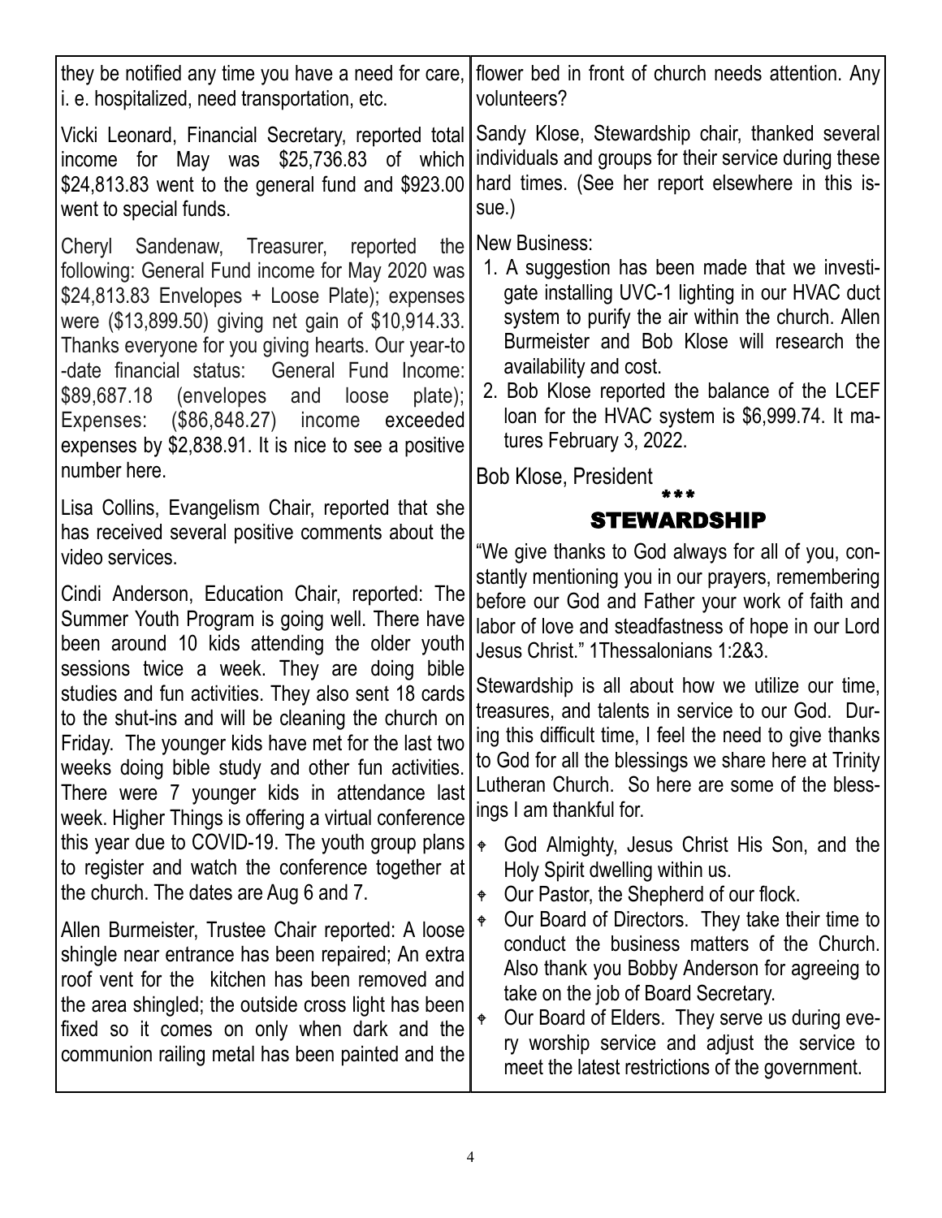they be notified any time you have a need for care, i. e. hospitalized, need transportation, etc.

Vicki Leonard, Financial Secretary, reported total income for May was $25,736.83 of which $24,813.83 went to the general fund and $923.00 went to special funds.

Cheryl Sandenaw, Treasurer, reported the following: General Fund income for May 2020 was $24,813.83 Envelopes + Loose Plate); expenses were ($13,899.50) giving net gain of $10,914.33. Thanks everyone for you giving hearts. Our year-to-date financial status: General Fund Income: $89,687.18 (envelopes and loose plate); Expenses: ($86,848.27) income exceeded expenses by $2,838.91. It is nice to see a positive number here.

Lisa Collins, Evangelism Chair, reported that she has received several positive comments about the video services.

Cindi Anderson, Education Chair, reported: The Summer Youth Program is going well. There have been around 10 kids attending the older youth sessions twice a week. They are doing bible studies and fun activities. They also sent 18 cards to the shut-ins and will be cleaning the church on Friday. The younger kids have met for the last two weeks doing bible study and other fun activities. There were 7 younger kids in attendance last week. Higher Things is offering a virtual conference this year due to COVID-19. The youth group plans to register and watch the conference together at the church. The dates are Aug 6 and 7.

Allen Burmeister, Trustee Chair reported: A loose shingle near entrance has been repaired; An extra roof vent for the kitchen has been removed and the area shingled; the outside cross light has been fixed so it comes on only when dark and the communion railing metal has been painted and the flower bed in front of church needs attention. Any volunteers?

Sandy Klose, Stewardship chair, thanked several individuals and groups for their service during these hard times. (See her report elsewhere in this issue.)

New Business:

1. A suggestion has been made that we investigate installing UVC-1 lighting in our HVAC duct system to purify the air within the church. Allen Burmeister and Bob Klose will research the availability and cost.
2. Bob Klose reported the balance of the LCEF loan for the HVAC system is $6,999.74. It matures February 3, 2022.

Bob Klose, President

***

## STEWARDSHIP

"We give thanks to God always for all of you, constantly mentioning you in our prayers, remembering before our God and Father your work of faith and labor of love and steadfastness of hope in our Lord Jesus Christ." 1Thessalonians 1:2&3.

Stewardship is all about how we utilize our time, treasures, and talents in service to our God. During this difficult time, I feel the need to give thanks to God for all the blessings we share here at Trinity Lutheran Church. So here are some of the blessings I am thankful for.

- God Almighty, Jesus Christ His Son, and the Holy Spirit dwelling within us.
- Our Pastor, the Shepherd of our flock.
- Our Board of Directors. They take their time to conduct the business matters of the Church. Also thank you Bobby Anderson for agreeing to take on the job of Board Secretary.
- Our Board of Elders. They serve us during every worship service and adjust the service to meet the latest restrictions of the government.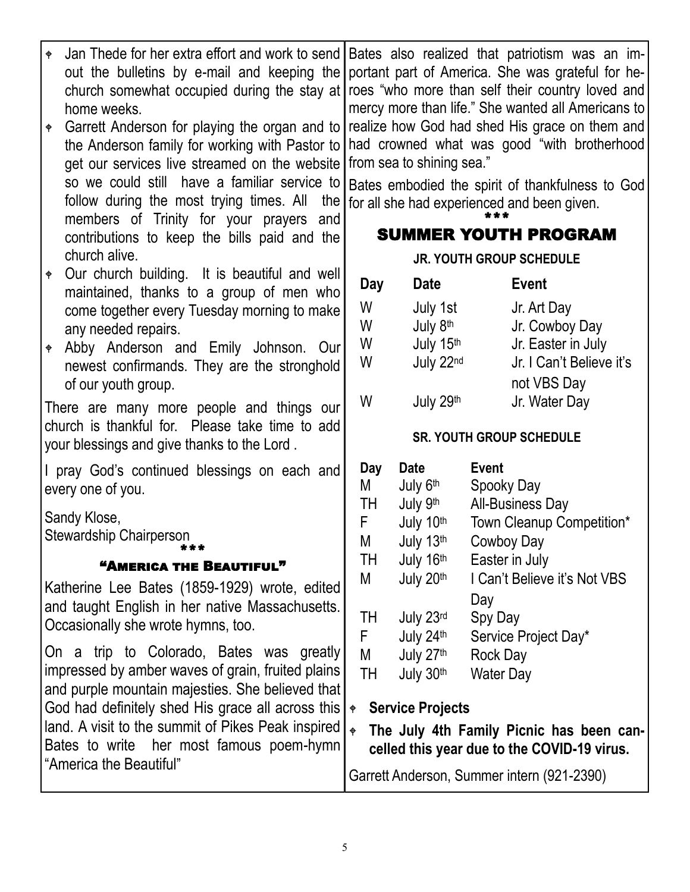- Jan Thede for her extra effort and work to send out the bulletins by e-mail and keeping the church somewhat occupied during the stay at home weeks.
- Garrett Anderson for playing the organ and to the Anderson family for working with Pastor to get our services live streamed on the website so we could still have a familiar service to follow during the most trying times. All the members of Trinity for your prayers and contributions to keep the bills paid and the church alive.
- Our church building. It is beautiful and well maintained, thanks to a group of men who come together every Tuesday morning to make any needed repairs.
- Abby Anderson and Emily Johnson. Our newest confirmands. They are the stronghold of our youth group.

There are many more people and things our church is thankful for. Please take time to add your blessings and give thanks to the Lord .

I pray God's continued blessings on each and every one of you.

Sandy Klose,
Stewardship Chairperson

\*\*\*

## "America the Beautiful"

Katherine Lee Bates (1859-1929) wrote, edited and taught English in her native Massachusetts. Occasionally she wrote hymns, too.

On a trip to Colorado, Bates was greatly impressed by amber waves of grain, fruited plains and purple mountain majesties. She believed that God had definitely shed His grace all across this land. A visit to the summit of Pikes Peak inspired Bates to write her most famous poem-hymn "America the Beautiful"

Bates also realized that patriotism was an important part of America. She was grateful for heroes "who more than self their country loved and mercy more than life." She wanted all Americans to realize how God had shed His grace on them and had crowned what was good "with brotherhood from sea to shining sea."

Bates embodied the spirit of thankfulness to God for all she had experienced and been given.

\*\*\*

## SUMMER YOUTH PROGRAM

**JR. YOUTH GROUP SCHEDULE**

| Day | Date | Event |
|---|---|---|
| W | July 1st | Jr. Art Day |
| W | July 8th | Jr. Cowboy Day |
| W | July 15th | Jr. Easter in July |
| W | July 22nd | Jr. I Can't Believe it's not VBS Day |
| W | July 29th | Jr. Water Day |

**SR. YOUTH GROUP SCHEDULE**

| Day | Date | Event |
|---|---|---|
| M | July 6th | Spooky Day |
| TH | July 9th | All-Business Day |
| F | July 10th | Town Cleanup Competition* |
| M | July 13th | Cowboy Day |
| TH | July 16th | Easter in July |
| M | July 20th | I Can't Believe it's Not VBS Day |
| TH | July 23rd | Spy Day |
| F | July 24th | Service Project Day* |
| M | July 27th | Rock Day |
| TH | July 30th | Water Day |

- **Service Projects**
- **The July 4th Family Picnic has been cancelled this year due to the COVID-19 virus.**

Garrett Anderson, Summer intern (921-2390)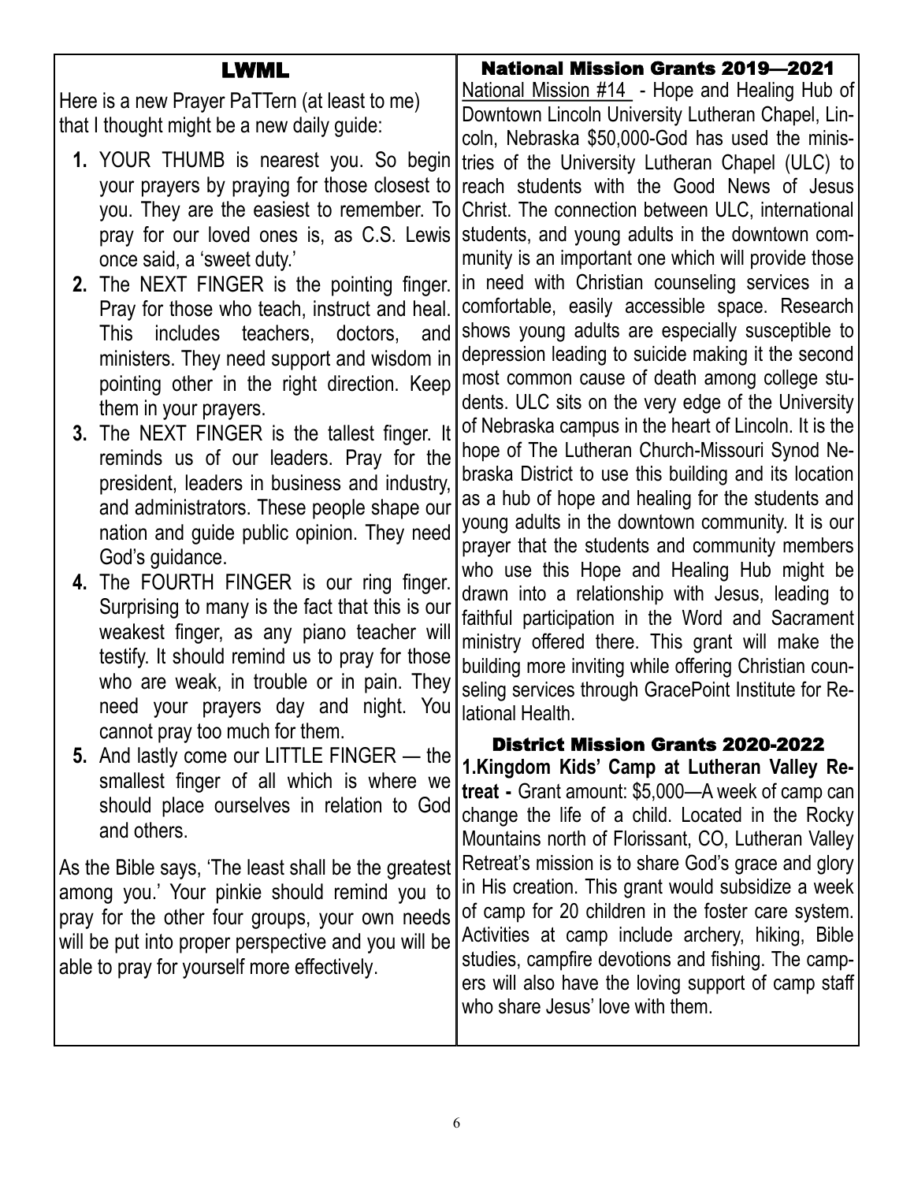## LWML

Here is a new Prayer PaTTern (at least to me) that I thought might be a new daily guide:

1. YOUR THUMB is nearest you. So begin your prayers by praying for those closest to you. They are the easiest to remember. To pray for our loved ones is, as C.S. Lewis once said, a 'sweet duty.'
2. The NEXT FINGER is the pointing finger. Pray for those who teach, instruct and heal. This includes teachers, doctors, and ministers. They need support and wisdom in pointing other in the right direction. Keep them in your prayers.
3. The NEXT FINGER is the tallest finger. It reminds us of our leaders. Pray for the president, leaders in business and industry, and administrators. These people shape our nation and guide public opinion. They need God's guidance.
4. The FOURTH FINGER is our ring finger. Surprising to many is the fact that this is our weakest finger, as any piano teacher will testify. It should remind us to pray for those who are weak, in trouble or in pain. They need your prayers day and night. You cannot pray too much for them.
5. And lastly come our LITTLE FINGER — the smallest finger of all which is where we should place ourselves in relation to God and others.

As the Bible says, 'The least shall be the greatest among you.' Your pinkie should remind you to pray for the other four groups, your own needs will be put into proper perspective and you will be able to pray for yourself more effectively.

## National Mission Grants 2019—2021

National Mission #14 - Hope and Healing Hub of Downtown Lincoln University Lutheran Chapel, Lincoln, Nebraska $50,000-God has used the ministries of the University Lutheran Chapel (ULC) to reach students with the Good News of Jesus Christ. The connection between ULC, international students, and young adults in the downtown community is an important one which will provide those in need with Christian counseling services in a comfortable, easily accessible space. Research shows young adults are especially susceptible to depression leading to suicide making it the second most common cause of death among college students. ULC sits on the very edge of the University of Nebraska campus in the heart of Lincoln. It is the hope of The Lutheran Church-Missouri Synod Nebraska District to use this building and its location as a hub of hope and healing for the students and young adults in the downtown community. It is our prayer that the students and community members who use this Hope and Healing Hub might be drawn into a relationship with Jesus, leading to faithful participation in the Word and Sacrament ministry offered there. This grant will make the building more inviting while offering Christian counseling services through GracePoint Institute for Relational Health.

## District Mission Grants 2020-2022

**1.Kingdom Kids' Camp at Lutheran Valley Retreat -** Grant amount: $5,000—A week of camp can change the life of a child. Located in the Rocky Mountains north of Florissant, CO, Lutheran Valley Retreat's mission is to share God's grace and glory in His creation. This grant would subsidize a week of camp for 20 children in the foster care system. Activities at camp include archery, hiking, Bible studies, campfire devotions and fishing. The campers will also have the loving support of camp staff who share Jesus' love with them.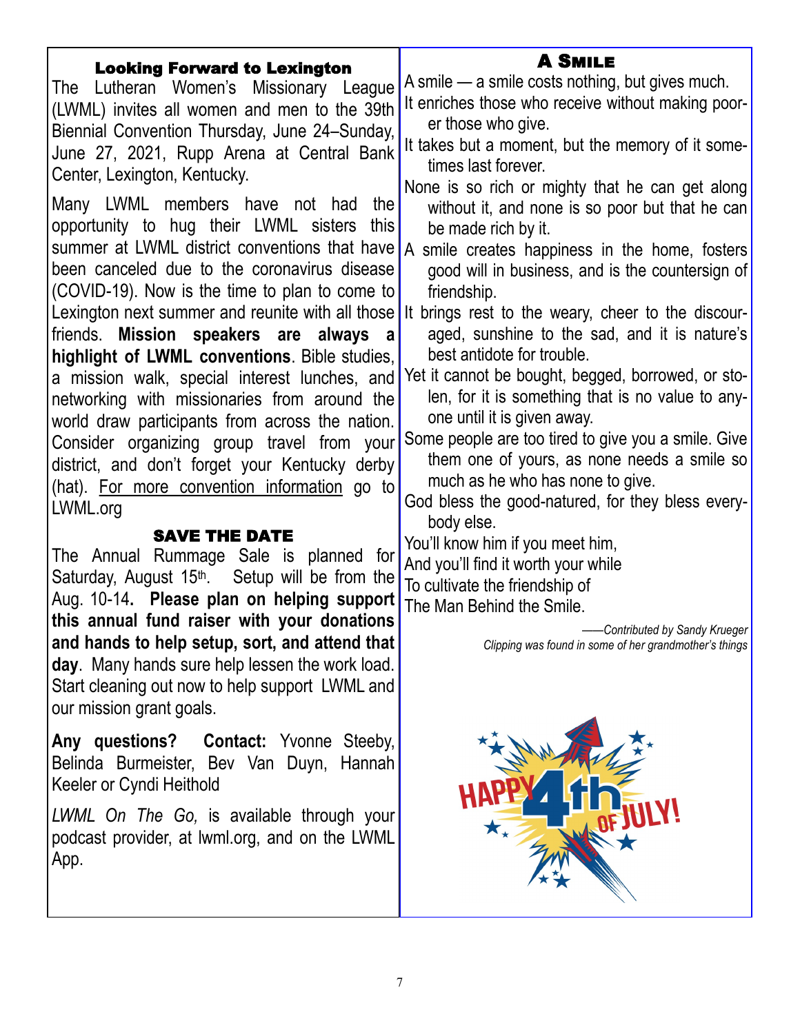## Looking Forward to Lexington

The Lutheran Women's Missionary League (LWML) invites all women and men to the 39th Biennial Convention Thursday, June 24–Sunday, June 27, 2021, Rupp Arena at Central Bank Center, Lexington, Kentucky.

Many LWML members have not had the opportunity to hug their LWML sisters this summer at LWML district conventions that have been canceled due to the coronavirus disease (COVID-19). Now is the time to plan to come to Lexington next summer and reunite with all those friends. **Mission speakers are always a highlight of LWML conventions**. Bible studies, a mission walk, special interest lunches, and networking with missionaries from around the world draw participants from across the nation. Consider organizing group travel from your district, and don't forget your Kentucky derby (hat). For more convention information go to LWML.org

## SAVE THE DATE

The Annual Rummage Sale is planned for Saturday, August 15th. Setup will be from the Aug. 10-14**. Please plan on helping support this annual fund raiser with your donations and hands to help setup, sort, and attend that day**. Many hands sure help lessen the work load. Start cleaning out now to help support LWML and our mission grant goals.

**Any questions? Contact:** Yvonne Steeby, Belinda Burmeister, Bev Van Duyn, Hannah Keeler or Cyndi Heithold

*LWML On The Go,* is available through your podcast provider, at lwml.org, and on the LWML App.

## A Smile

A smile — a smile costs nothing, but gives much.

It enriches those who receive without making poorer those who give.

It takes but a moment, but the memory of it sometimes last forever.

None is so rich or mighty that he can get along without it, and none is so poor but that he can be made rich by it.

A smile creates happiness in the home, fosters good will in business, and is the countersign of friendship.

It brings rest to the weary, cheer to the discouraged, sunshine to the sad, and it is nature's best antidote for trouble.

Yet it cannot be bought, begged, borrowed, or stolen, for it is something that is no value to anyone until it is given away.

Some people are too tired to give you a smile. Give them one of yours, as none needs a smile so much as he who has none to give.

God bless the good-natured, for they bless everybody else.

You'll know him if you meet him,
And you'll find it worth your while
To cultivate the friendship of
The Man Behind the Smile.

*——Contributed by Sandy Krueger*
*Clipping was found in some of her grandmother's things*

HAPPY 4th OF JULY!